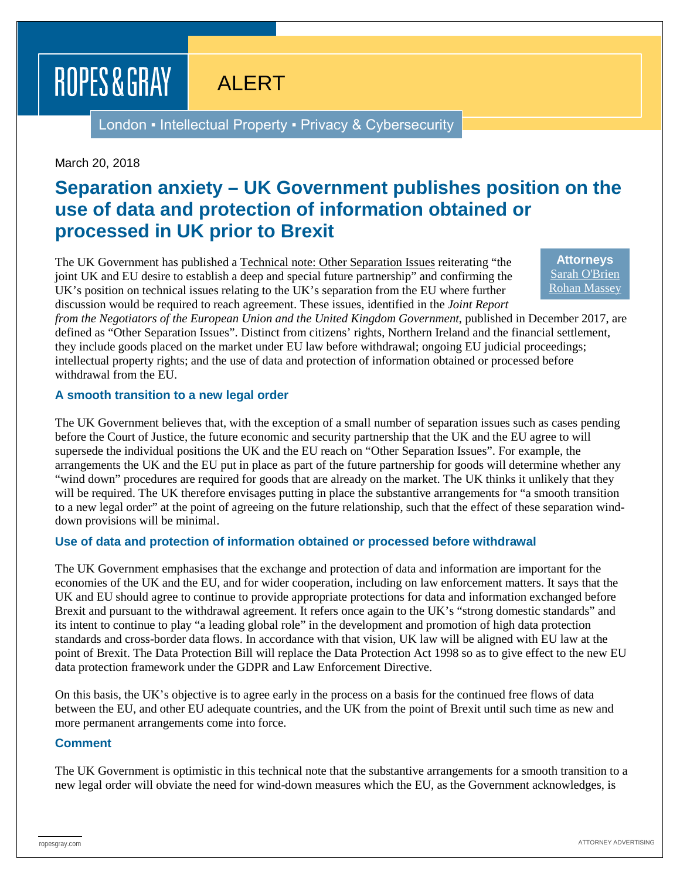ROPES & GRAY

ALERT

London ▪ Intellectual Property ▪ Privacy & Cybersecurity

March 20, 2018

# Separation anxiety – UK Government publishes position on the use of data and protection of information obtained or processed in UK prior to Brexit

**Attorneys**
Sarah O'Brien
Rohan Massey

The UK Government has published a Technical note: Other Separation Issues reiterating "the joint UK and EU desire to establish a deep and special future partnership" and confirming the UK's position on technical issues relating to the UK's separation from the EU where further discussion would be required to reach agreement. These issues, identified in the *Joint Report from the Negotiators of the European Union and the United Kingdom Government*, published in December 2017, are defined as "Other Separation Issues". Distinct from citizens' rights, Northern Ireland and the financial settlement, they include goods placed on the market under EU law before withdrawal; ongoing EU judicial proceedings; intellectual property rights; and the use of data and protection of information obtained or processed before withdrawal from the EU.

### A smooth transition to a new legal order

The UK Government believes that, with the exception of a small number of separation issues such as cases pending before the Court of Justice, the future economic and security partnership that the UK and the EU agree to will supersede the individual positions the UK and the EU reach on "Other Separation Issues". For example, the arrangements the UK and the EU put in place as part of the future partnership for goods will determine whether any "wind down" procedures are required for goods that are already on the market. The UK thinks it unlikely that they will be required. The UK therefore envisages putting in place the substantive arrangements for "a smooth transition to a new legal order" at the point of agreeing on the future relationship, such that the effect of these separation wind-down provisions will be minimal.

### Use of data and protection of information obtained or processed before withdrawal

The UK Government emphasises that the exchange and protection of data and information are important for the economies of the UK and the EU, and for wider cooperation, including on law enforcement matters. It says that the UK and EU should agree to continue to provide appropriate protections for data and information exchanged before Brexit and pursuant to the withdrawal agreement. It refers once again to the UK's "strong domestic standards" and its intent to continue to play "a leading global role" in the development and promotion of high data protection standards and cross-border data flows. In accordance with that vision, UK law will be aligned with EU law at the point of Brexit. The Data Protection Bill will replace the Data Protection Act 1998 so as to give effect to the new EU data protection framework under the GDPR and Law Enforcement Directive.

On this basis, the UK's objective is to agree early in the process on a basis for the continued free flows of data between the EU, and other EU adequate countries, and the UK from the point of Brexit until such time as new and more permanent arrangements come into force.

### Comment

The UK Government is optimistic in this technical note that the substantive arrangements for a smooth transition to a new legal order will obviate the need for wind-down measures which the EU, as the Government acknowledges, is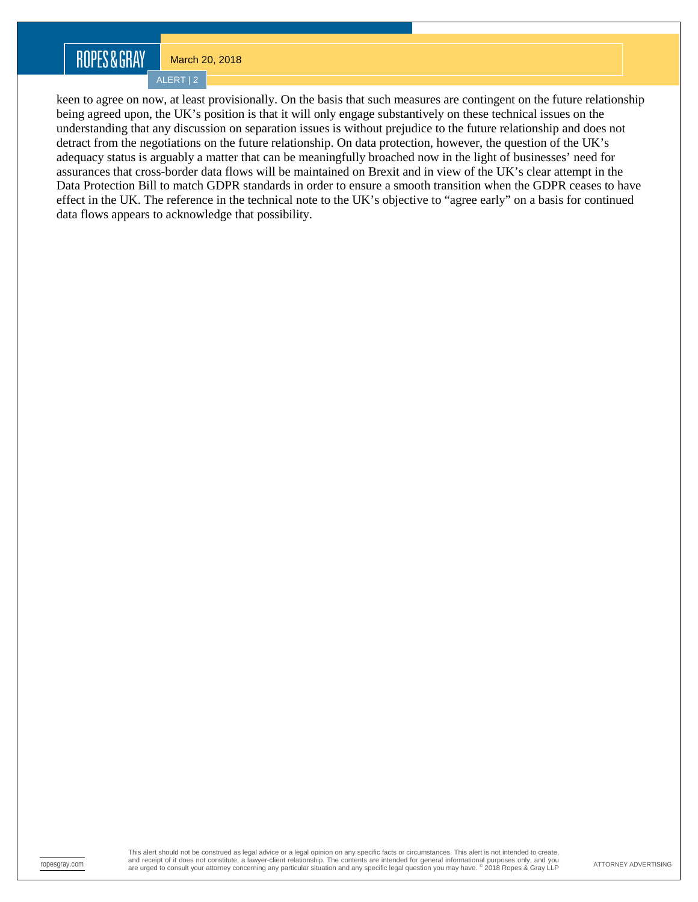keen to agree on now, at least provisionally. On the basis that such measures are contingent on the future relationship being agreed upon, the UK's position is that it will only engage substantively on these technical issues on the understanding that any discussion on separation issues is without prejudice to the future relationship and does not detract from the negotiations on the future relationship. On data protection, however, the question of the UK's adequacy status is arguably a matter that can be meaningfully broached now in the light of businesses' need for assurances that cross-border data flows will be maintained on Brexit and in view of the UK's clear attempt in the Data Protection Bill to match GDPR standards in order to ensure a smooth transition when the GDPR ceases to have effect in the UK. The reference in the technical note to the UK's objective to "agree early" on a basis for continued data flows appears to acknowledge that possibility.